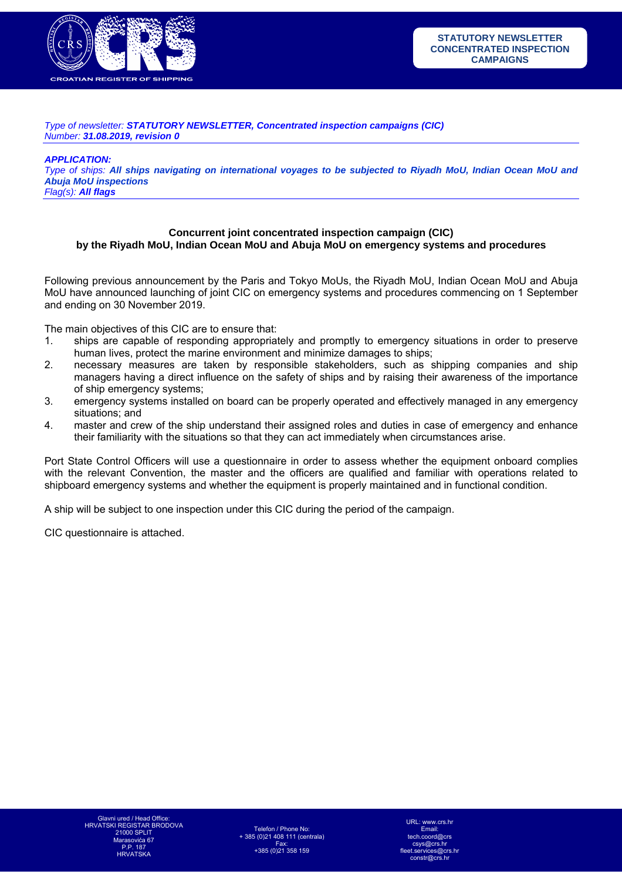STATUTORY NEWSLETTER CONCENTRATED INSPECTION CAMPAIGNS

*Type of newsletter:* ***STATUTORY NEWSLETTER, Concentrated inspection campaigns (CIC)***
*Number:* ***31.08.2019, revision 0***

***APPLICATION:***
*Type of ships:* ***All ships navigating on international voyages to be subjected to Riyadh MoU, Indian Ocean MoU and Abuja MoU inspections***
*Flag(s):* ***All flags***

## Concurrent joint concentrated inspection campaign (CIC) by the Riyadh MoU, Indian Ocean MoU and Abuja MoU on emergency systems and procedures

Following previous announcement by the Paris and Tokyo MoUs, the Riyadh MoU, Indian Ocean MoU and Abuja MoU have announced launching of joint CIC on emergency systems and procedures commencing on 1 September and ending on 30 November 2019.

The main objectives of this CIC are to ensure that:

1. ships are capable of responding appropriately and promptly to emergency situations in order to preserve human lives, protect the marine environment and minimize damages to ships;
2. necessary measures are taken by responsible stakeholders, such as shipping companies and ship managers having a direct influence on the safety of ships and by raising their awareness of the importance of ship emergency systems;
3. emergency systems installed on board can be properly operated and effectively managed in any emergency situations; and
4. master and crew of the ship understand their assigned roles and duties in case of emergency and enhance their familiarity with the situations so that they can act immediately when circumstances arise.

Port State Control Officers will use a questionnaire in order to assess whether the equipment onboard complies with the relevant Convention, the master and the officers are qualified and familiar with operations related to shipboard emergency systems and whether the equipment is properly maintained and in functional condition.

A ship will be subject to one inspection under this CIC during the period of the campaign.

CIC questionnaire is attached.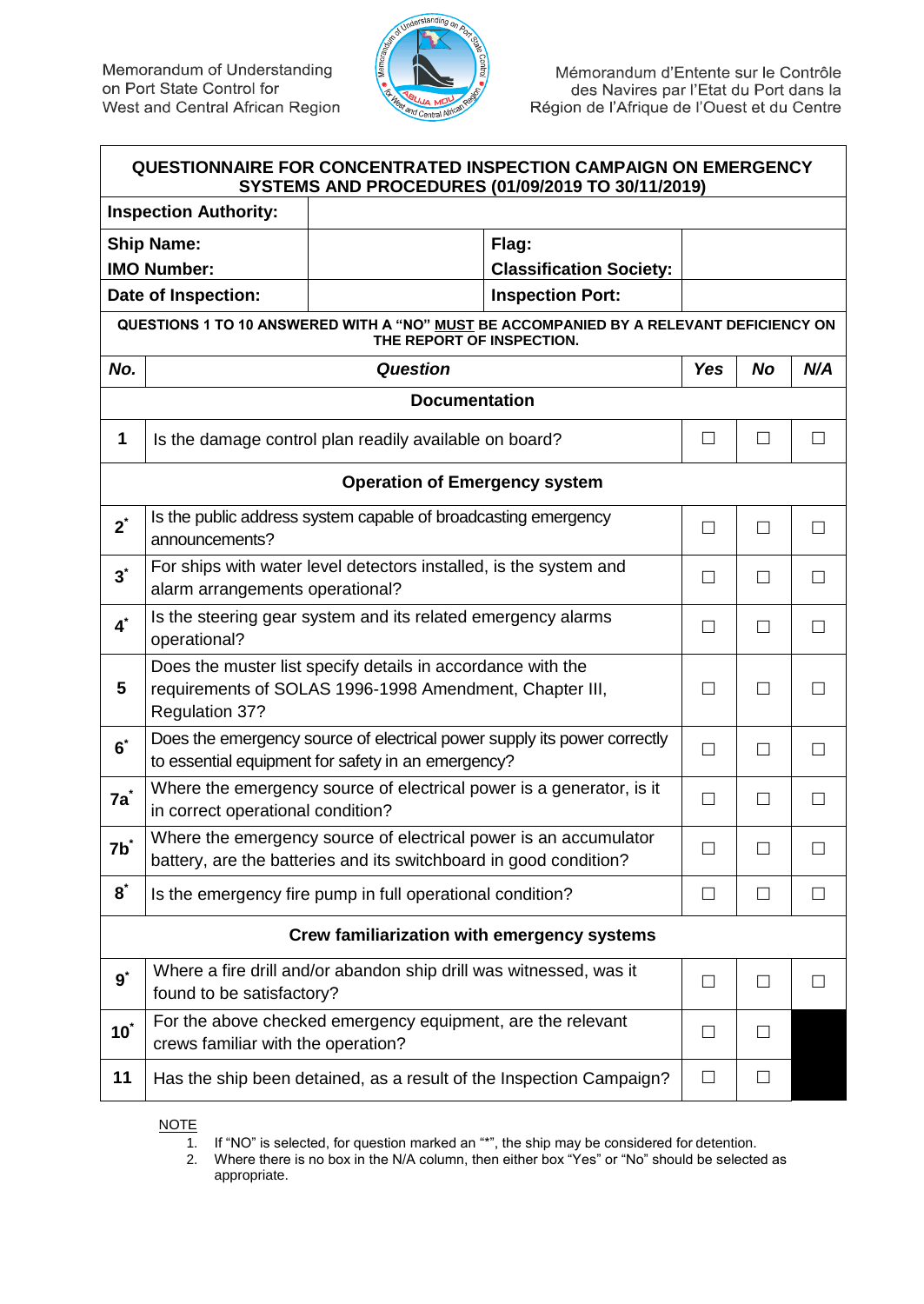Memorandum of Understanding
on Port State Control for
West and Central African Region

Mémorandum d'Entente sur le Contrôle
des Navires par l'Etat du Port dans la
Région de l'Afrique de l'Ouest et du Centre

**QUESTIONNAIRE FOR CONCENTRATED INSPECTION CAMPAIGN ON EMERGENCY SYSTEMS AND PROCEDURES (01/09/2019 TO 30/11/2019)**

| | | | |
|---|---|---|---|
| **Inspection Authority:** | | | |
| **Ship Name:** | | **Flag:** | |
| **IMO Number:** | | **Classification Society:** | |
| **Date of Inspection:** | | **Inspection Port:** | |

**QUESTIONS 1 TO 10 ANSWERED WITH A "NO" MUST BE ACCOMPANIED BY A RELEVANT DEFICIENCY ON THE REPORT OF INSPECTION.**

| ***No.*** | ***Question*** | ***Yes*** | ***No*** | ***N/A*** |
|---|---|---|---|---|
| | **Documentation** | | | |
| **1** | Is the damage control plan readily available on board? | ☐ | ☐ | ☐ |
| | **Operation of Emergency system** | | | |
| **2*** | Is the public address system capable of broadcasting emergency announcements? | ☐ | ☐ | ☐ |
| **3*** | For ships with water level detectors installed, is the system and alarm arrangements operational? | ☐ | ☐ | ☐ |
| **4*** | Is the steering gear system and its related emergency alarms operational? | ☐ | ☐ | ☐ |
| **5** | Does the muster list specify details in accordance with the requirements of SOLAS 1996-1998 Amendment, Chapter III, Regulation 37? | ☐ | ☐ | ☐ |
| **6*** | Does the emergency source of electrical power supply its power correctly to essential equipment for safety in an emergency? | ☐ | ☐ | ☐ |
| **7a*** | Where the emergency source of electrical power is a generator, is it in correct operational condition? | ☐ | ☐ | ☐ |
| **7b*** | Where the emergency source of electrical power is an accumulator battery, are the batteries and its switchboard in good condition? | ☐ | ☐ | ☐ |
| **8*** | Is the emergency fire pump in full operational condition? | ☐ | ☐ | ☐ |
| | **Crew familiarization with emergency systems** | | | |
| **9*** | Where a fire drill and/or abandon ship drill was witnessed, was it found to be satisfactory? | ☐ | ☐ | ☐ |
| **10*** | For the above checked emergency equipment, are the relevant crews familiar with the operation? | ☐ | ☐ | |
| **11** | Has the ship been detained, as a result of the Inspection Campaign? | ☐ | ☐ | |

NOTE

1. If "NO" is selected, for question marked an "*", the ship may be considered for detention.
2. Where there is no box in the N/A column, then either box "Yes" or "No" should be selected as appropriate.